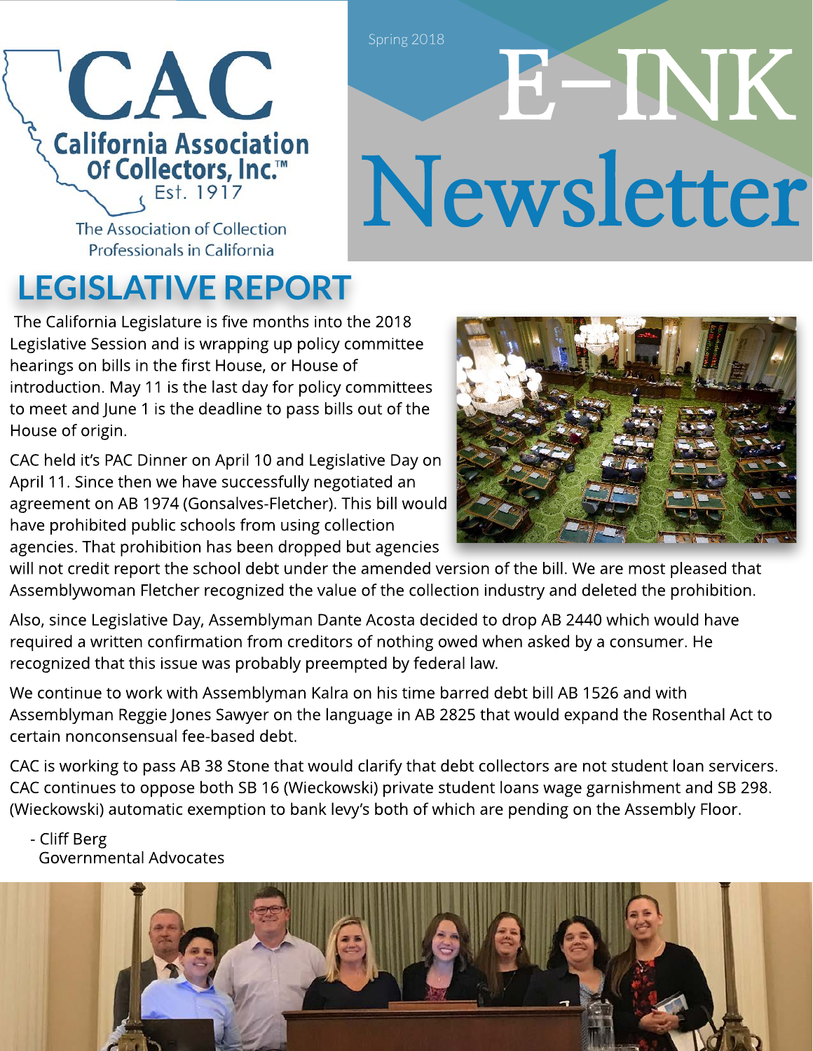# CAC

**California Association Of Collectors, Inc.™**
Est. 1917

The Association of Collection Professionals in California

Spring 2018

# E-INK Newsletter

## LEGISLATIVE REPORT

The California Legislature is five months into the 2018 Legislative Session and is wrapping up policy committee hearings on bills in the first House, or House of introduction. May 11 is the last day for policy committees to meet and June 1 is the deadline to pass bills out of the House of origin.

CAC held it's PAC Dinner on April 10 and Legislative Day on April 11. Since then we have successfully negotiated an agreement on AB 1974 (Gonsalves-Fletcher). This bill would have prohibited public schools from using collection agencies. That prohibition has been dropped but agencies will not credit report the school debt under the amended version of the bill. We are most pleased that Assemblywoman Fletcher recognized the value of the collection industry and deleted the prohibition.

Also, since Legislative Day, Assemblyman Dante Acosta decided to drop AB 2440 which would have required a written confirmation from creditors of nothing owed when asked by a consumer. He recognized that this issue was probably preempted by federal law.

We continue to work with Assemblyman Kalra on his time barred debt bill AB 1526 and with Assemblyman Reggie Jones Sawyer on the language in AB 2825 that would expand the Rosenthal Act to certain nonconsensual fee-based debt.

CAC is working to pass AB 38 Stone that would clarify that debt collectors are not student loan servicers. CAC continues to oppose both SB 16 (Wieckowski) private student loans wage garnishment and SB 298. (Wieckowski) automatic exemption to bank levy's both of which are pending on the Assembly Floor.

- Cliff Berg
  Governmental Advocates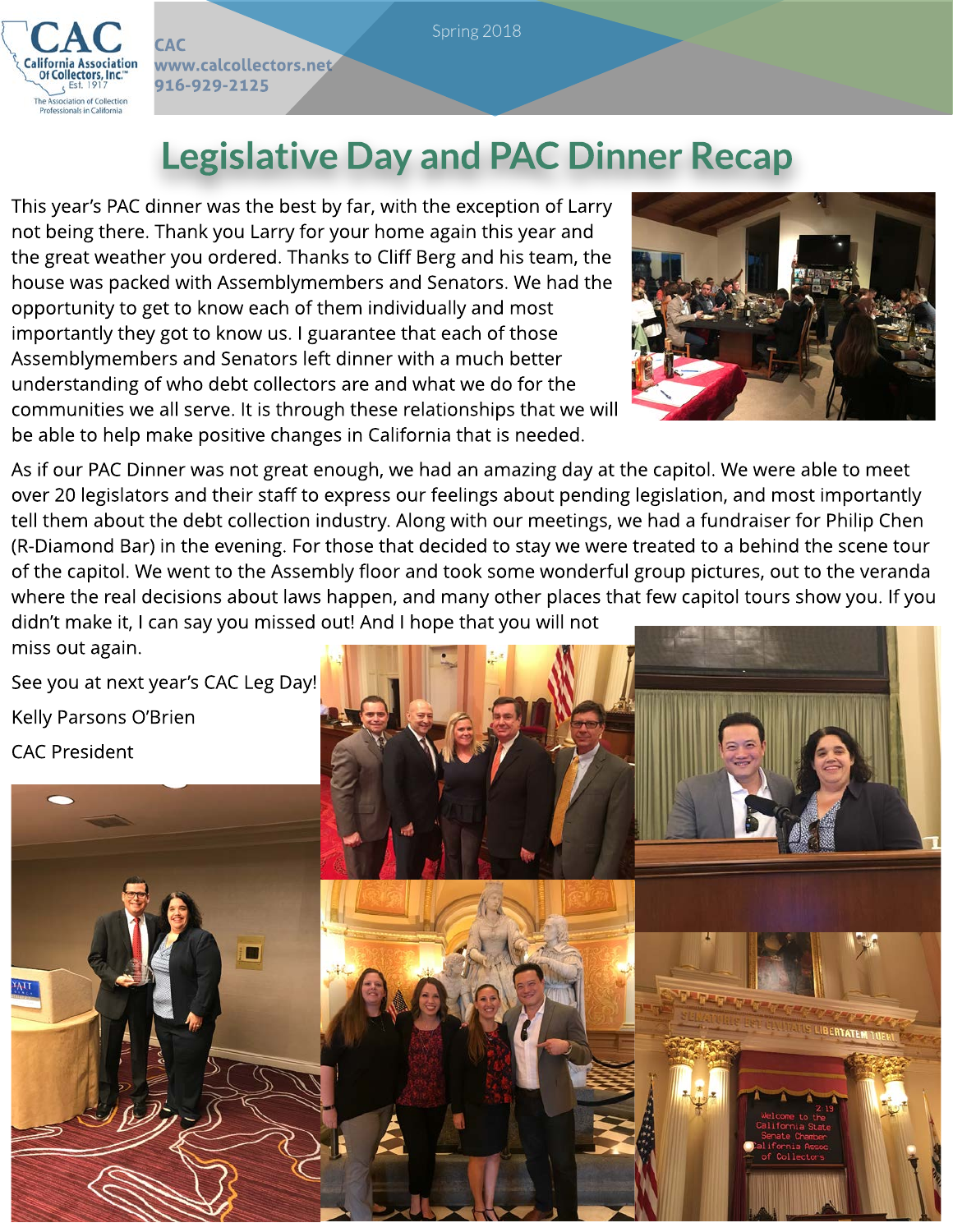# Legislative Day and PAC Dinner Recap

This year's PAC dinner was the best by far, with the exception of Larry not being there. Thank you Larry for your home again this year and the great weather you ordered. Thanks to Cliff Berg and his team, the house was packed with Assemblymembers and Senators. We had the opportunity to get to know each of them individually and most importantly they got to know us. I guarantee that each of those Assemblymembers and Senators left dinner with a much better understanding of who debt collectors are and what we do for the communities we all serve. It is through these relationships that we will be able to help make positive changes in California that is needed.

As if our PAC Dinner was not great enough, we had an amazing day at the capitol. We were able to meet over 20 legislators and their staff to express our feelings about pending legislation, and most importantly tell them about the debt collection industry. Along with our meetings, we had a fundraiser for Philip Chen (R-Diamond Bar) in the evening. For those that decided to stay we were treated to a behind the scene tour of the capitol. We went to the Assembly floor and took some wonderful group pictures, out to the veranda where the real decisions about laws happen, and many other places that few capitol tours show you. If you didn't make it, I can say you missed out! And I hope that you will not miss out again.

See you at next year's CAC Leg Day!

Kelly Parsons O'Brien

CAC President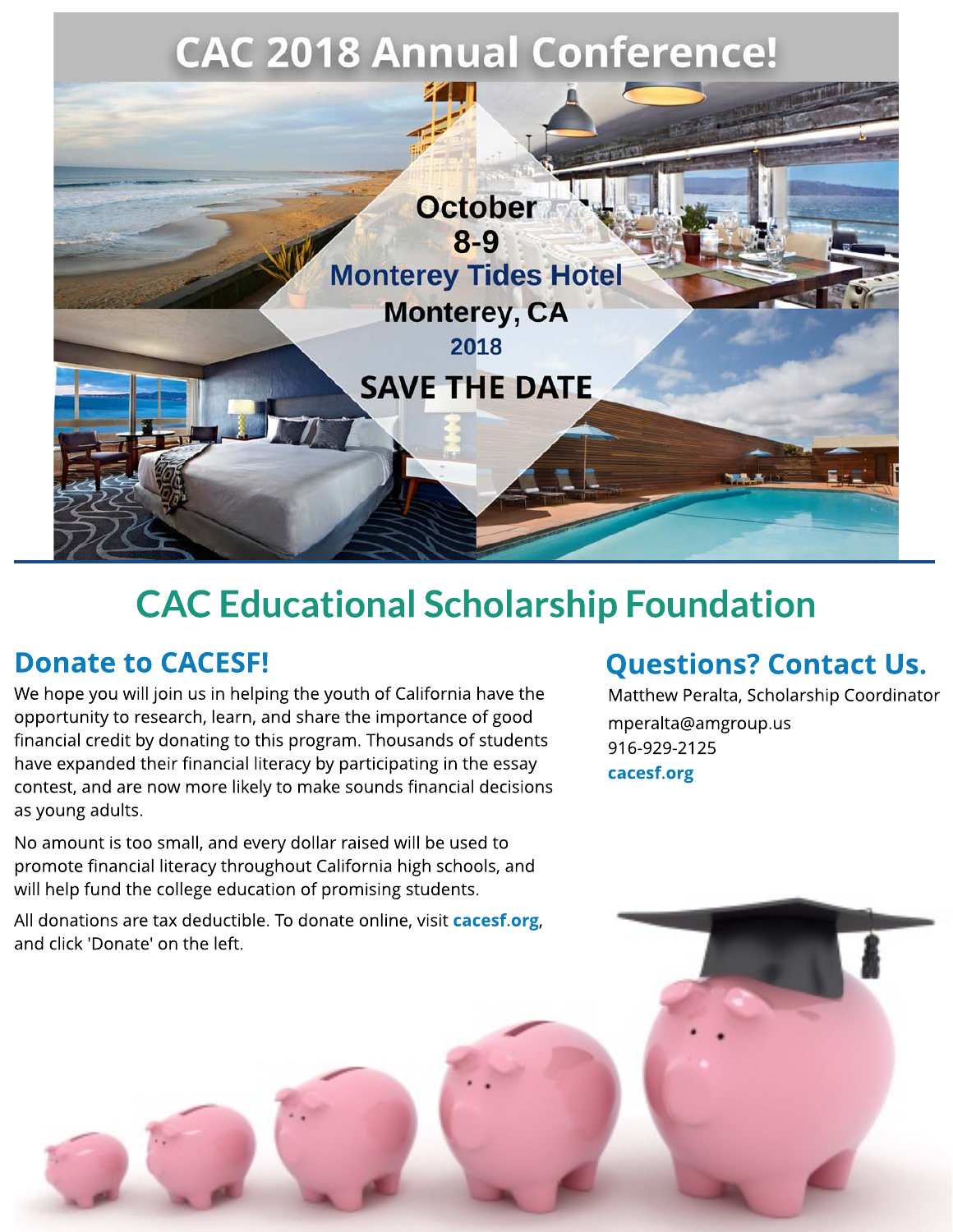# CAC 2018 Annual Conference!

October
8-9
Monterey Tides Hotel
Monterey, CA
2018

SAVE THE DATE

## CAC Educational Scholarship Foundation

### Donate to CACESF!

We hope you will join us in helping the youth of California have the opportunity to research, learn, and share the importance of good financial credit by donating to this program. Thousands of students have expanded their financial literacy by participating in the essay contest, and are now more likely to make sounds financial decisions as young adults.

No amount is too small, and every dollar raised will be used to promote financial literacy throughout California high schools, and will help fund the college education of promising students.

All donations are tax deductible. To donate online, visit **cacesf.org**, and click 'Donate' on the left.

### Questions? Contact Us.

Matthew Peralta, Scholarship Coordinator
mperalta@amgroup.us
916-929-2125
**cacesf.org**